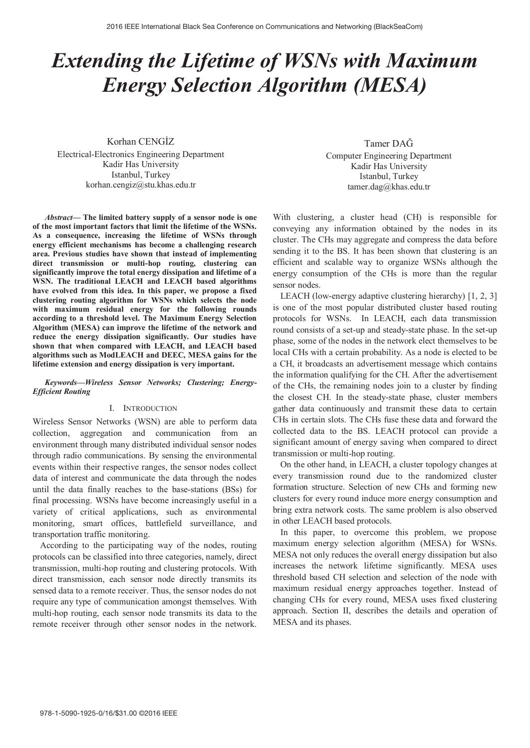# Extending the Lifetime of WSNs with Maximum Energy Selection Algorithm (MESA)

Korhan CENGİZ
Electrical-Electronics Engineering Department
Kadir Has University
Istanbul, Turkey
korhan.cengiz@stu.khas.edu.tr

Tamer DAĞ
Computer Engineering Department
Kadir Has University
Istanbul, Turkey
tamer.dag@khas.edu.tr

***Abstract*— The limited battery supply of a sensor node is one of the most important factors that limit the lifetime of the WSNs. As a consequence, increasing the lifetime of WSNs through energy efficient mechanisms has become a challenging research area. Previous studies have shown that instead of implementing direct transmission or multi-hop routing, clustering can significantly improve the total energy dissipation and lifetime of a WSN. The traditional LEACH and LEACH based algorithms have evolved from this idea. In this paper, we propose a fixed clustering routing algorithm for WSNs which selects the node with maximum residual energy for the following rounds according to a threshold level. The Maximum Energy Selection Algorithm (MESA) can improve the lifetime of the network and reduce the energy dissipation significantly. Our studies have shown that when compared with LEACH, and LEACH based algorithms such as ModLEACH and DEEC, MESA gains for the lifetime extension and energy dissipation is very important.**

***Keywords—Wireless Sensor Networks; Clustering; Energy-Efficient Routing***

## I. Introduction

Wireless Sensor Networks (WSN) are able to perform data collection, aggregation and communication from an environment through many distributed individual sensor nodes through radio communications. By sensing the environmental events within their respective ranges, the sensor nodes collect data of interest and communicate the data through the nodes until the data finally reaches to the base-stations (BSs) for final processing. WSNs have become increasingly useful in a variety of critical applications, such as environmental monitoring, smart offices, battlefield surveillance, and transportation traffic monitoring.

According to the participating way of the nodes, routing protocols can be classified into three categories, namely, direct transmission, multi-hop routing and clustering protocols. With direct transmission, each sensor node directly transmits its sensed data to a remote receiver. Thus, the sensor nodes do not require any type of communication amongst themselves. With multi-hop routing, each sensor node transmits its data to the remote receiver through other sensor nodes in the network. With clustering, a cluster head (CH) is responsible for conveying any information obtained by the nodes in its cluster. The CHs may aggregate and compress the data before sending it to the BS. It has been shown that clustering is an efficient and scalable way to organize WSNs although the energy consumption of the CHs is more than the regular sensor nodes.

LEACH (low-energy adaptive clustering hierarchy) [1, 2, 3] is one of the most popular distributed cluster based routing protocols for WSNs. In LEACH, each data transmission round consists of a set-up and steady-state phase. In the set-up phase, some of the nodes in the network elect themselves to be local CHs with a certain probability. As a node is elected to be a CH, it broadcasts an advertisement message which contains the information qualifying for the CH. After the advertisement of the CHs, the remaining nodes join to a cluster by finding the closest CH. In the steady-state phase, cluster members gather data continuously and transmit these data to certain CHs in certain slots. The CHs fuse these data and forward the collected data to the BS. LEACH protocol can provide a significant amount of energy saving when compared to direct transmission or multi-hop routing.

On the other hand, in LEACH, a cluster topology changes at every transmission round due to the randomized cluster formation structure. Selection of new CHs and forming new clusters for every round induce more energy consumption and bring extra network costs. The same problem is also observed in other LEACH based protocols.

In this paper, to overcome this problem, we propose maximum energy selection algorithm (MESA) for WSNs. MESA not only reduces the overall energy dissipation but also increases the network lifetime significantly. MESA uses threshold based CH selection and selection of the node with maximum residual energy approaches together. Instead of changing CHs for every round, MESA uses fixed clustering approach. Section II, describes the details and operation of MESA and its phases.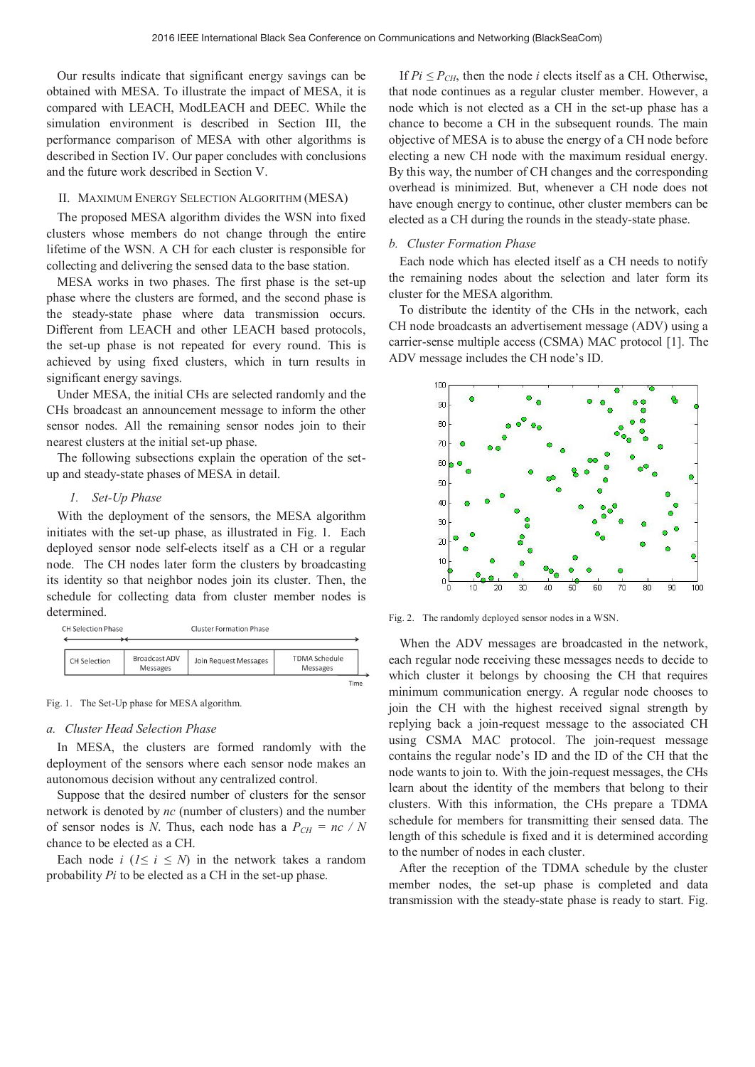Our results indicate that significant energy savings can be obtained with MESA. To illustrate the impact of MESA, it is compared with LEACH, ModLEACH and DEEC. While the simulation environment is described in Section III, the performance comparison of MESA with other algorithms is described in Section IV. Our paper concludes with conclusions and the future work described in Section V.

## II. Maximum Energy Selection Algorithm (MESA)

The proposed MESA algorithm divides the WSN into fixed clusters whose members do not change through the entire lifetime of the WSN. A CH for each cluster is responsible for collecting and delivering the sensed data to the base station.

MESA works in two phases. The first phase is the set-up phase where the clusters are formed, and the second phase is the steady-state phase where data transmission occurs. Different from LEACH and other LEACH based protocols, the set-up phase is not repeated for every round. This is achieved by using fixed clusters, which in turn results in significant energy savings.

Under MESA, the initial CHs are selected randomly and the CHs broadcast an announcement message to inform the other sensor nodes. All the remaining sensor nodes join to their nearest clusters at the initial set-up phase.

The following subsections explain the operation of the set-up and steady-state phases of MESA in detail.

### *1. Set-Up Phase*

With the deployment of the sensors, the MESA algorithm initiates with the set-up phase, as illustrated in Fig. 1. Each deployed sensor node self-elects itself as a CH or a regular node. The CH nodes later form the clusters by broadcasting its identity so that neighbor nodes join its cluster. Then, the schedule for collecting data from cluster member nodes is determined.

CH Selection Phase
Cluster Formation Phase
CH Selection
Broadcast ADV Messages
Join Request Messages
TDMA Schedule Messages
Time

Fig. 1. The Set-Up phase for MESA algorithm.

#### *a. Cluster Head Selection Phase*

In MESA, the clusters are formed randomly with the deployment of the sensors where each sensor node makes an autonomous decision without any centralized control.

Suppose that the desired number of clusters for the sensor network is denoted by *nc* (number of clusters) and the number of sensor nodes is *N*. Thus, each node has a $P_{CH} = nc / N$ chance to be elected as a CH.

Each node $i$ ($1 \leq i \leq N$) in the network takes a random probability $P_i$ to be elected as a CH in the set-up phase.

If $P_i \leq P_{CH}$, then the node $i$ elects itself as a CH. Otherwise, that node continues as a regular cluster member. However, a node which is not elected as a CH in the set-up phase has a chance to become a CH in the subsequent rounds. The main objective of MESA is to abuse the energy of a CH node before electing a new CH node with the maximum residual energy. By this way, the number of CH changes and the corresponding overhead is minimized. But, whenever a CH node does not have enough energy to continue, other cluster members can be elected as a CH during the rounds in the steady-state phase.

#### *b. Cluster Formation Phase*

Each node which has elected itself as a CH needs to notify the remaining nodes about the selection and later form its cluster for the MESA algorithm.

To distribute the identity of the CHs in the network, each CH node broadcasts an advertisement message (ADV) using a carrier-sense multiple access (CSMA) MAC protocol [1]. The ADV message includes the CH node's ID.

0
10
20
30
40
50
60
70
80
90
100

0
10
20
30
40
50
60
70
80
90
100

Fig. 2. The randomly deployed sensor nodes in a WSN.

When the ADV messages are broadcasted in the network, each regular node receiving these messages needs to decide to which cluster it belongs by choosing the CH that requires minimum communication energy. A regular node chooses to join the CH with the highest received signal strength by replying back a join-request message to the associated CH using CSMA MAC protocol. The join-request message contains the regular node's ID and the ID of the CH that the node wants to join to. With the join-request messages, the CHs learn about the identity of the members that belong to their clusters. With this information, the CHs prepare a TDMA schedule for members for transmitting their sensed data. The length of this schedule is fixed and it is determined according to the number of nodes in each cluster.

After the reception of the TDMA schedule by the cluster member nodes, the set-up phase is completed and data transmission with the steady-state phase is ready to start. Fig.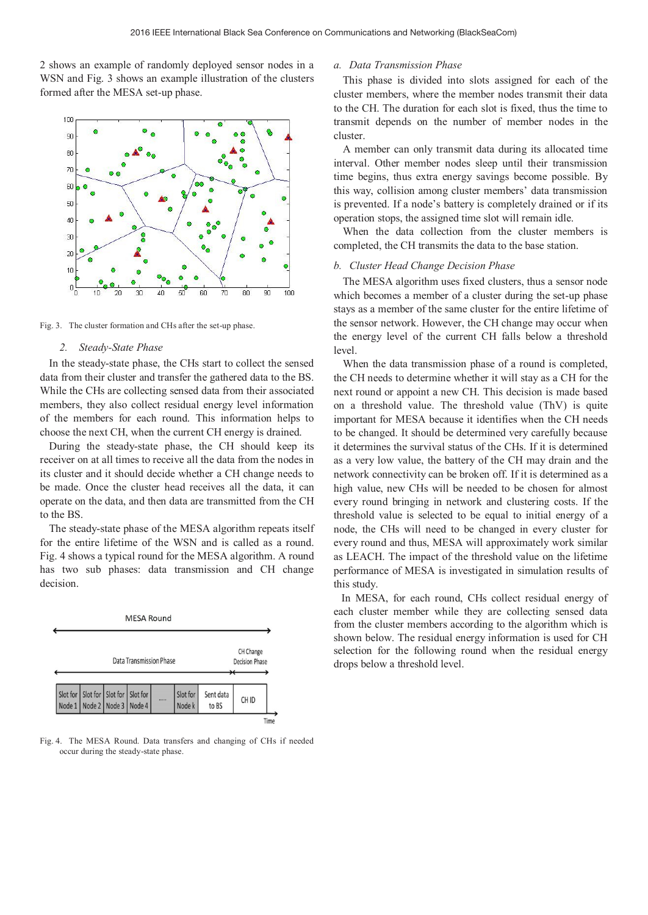2 shows an example of randomly deployed sensor nodes in a WSN and Fig. 3 shows an example illustration of the clusters formed after the MESA set-up phase.

0 10 20 30 40 50 60 70 80 90 100

0 10 20 30 40 50 60 70 80 90 100

Fig. 3. The cluster formation and CHs after the set-up phase.

### 2. Steady-State Phase

In the steady-state phase, the CHs start to collect the sensed data from their cluster and transfer the gathered data to the BS. While the CHs are collecting sensed data from their associated members, they also collect residual energy level information of the members for each round. This information helps to choose the next CH, when the current CH energy is drained.

During the steady-state phase, the CH should keep its receiver on at all times to receive all the data from the nodes in its cluster and it should decide whether a CH change needs to be made. Once the cluster head receives all the data, it can operate on the data, and then data are transmitted from the CH to the BS.

The steady-state phase of the MESA algorithm repeats itself for the entire lifetime of the WSN and is called as a round. Fig. 4 shows a typical round for the MESA algorithm. A round has two sub phases: data transmission and CH change decision.

MESA Round

Data Transmission Phase

CH Change Decision Phase

Slot for Node 1 | Slot for Node 2 | Slot for Node 3 | Slot for Node 4 | ..... | Slot for Node k | Sent data to BS | CH ID

Time

Fig. 4. The MESA Round. Data transfers and changing of CHs if needed occur during the steady-state phase.

#### a. Data Transmission Phase

This phase is divided into slots assigned for each of the cluster members, where the member nodes transmit their data to the CH. The duration for each slot is fixed, thus the time to transmit depends on the number of member nodes in the cluster.

A member can only transmit data during its allocated time interval. Other member nodes sleep until their transmission time begins, thus extra energy savings become possible. By this way, collision among cluster members' data transmission is prevented. If a node's battery is completely drained or if its operation stops, the assigned time slot will remain idle.

When the data collection from the cluster members is completed, the CH transmits the data to the base station.

#### b. Cluster Head Change Decision Phase

The MESA algorithm uses fixed clusters, thus a sensor node which becomes a member of a cluster during the set-up phase stays as a member of the same cluster for the entire lifetime of the sensor network. However, the CH change may occur when the energy level of the current CH falls below a threshold level.

When the data transmission phase of a round is completed, the CH needs to determine whether it will stay as a CH for the next round or appoint a new CH. This decision is made based on a threshold value. The threshold value (ThV) is quite important for MESA because it identifies when the CH needs to be changed. It should be determined very carefully because it determines the survival status of the CHs. If it is determined as a very low value, the battery of the CH may drain and the network connectivity can be broken off. If it is determined as a high value, new CHs will be needed to be chosen for almost every round bringing in network and clustering costs. If the threshold value is selected to be equal to initial energy of a node, the CHs will need to be changed in every cluster for every round and thus, MESA will approximately work similar as LEACH. The impact of the threshold value on the lifetime performance of MESA is investigated in simulation results of this study.

In MESA, for each round, CHs collect residual energy of each cluster member while they are collecting sensed data from the cluster members according to the algorithm which is shown below. The residual energy information is used for CH selection for the following round when the residual energy drops below a threshold level.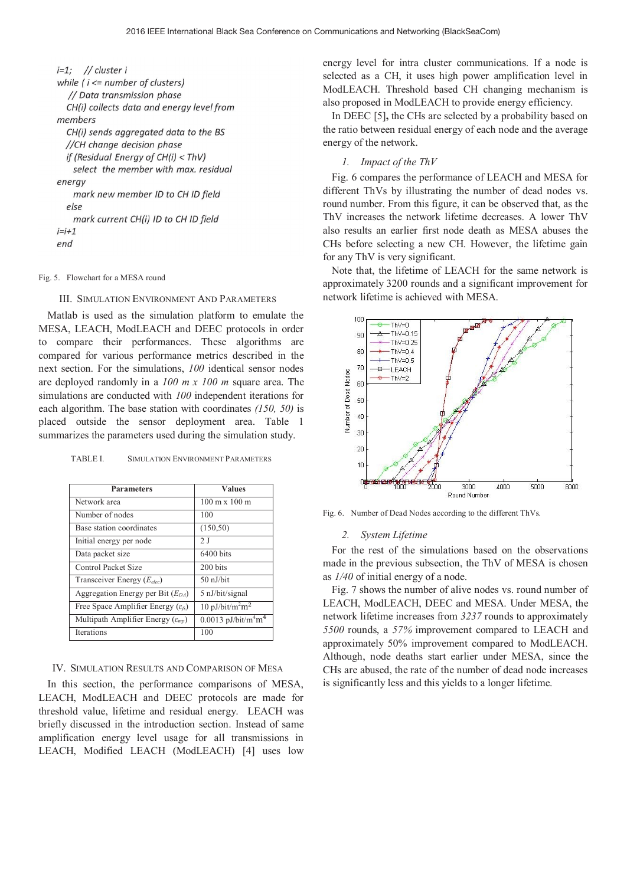```
i=1;   // cluster i
while ( i <= number of clusters)
   // Data transmission phase
   CH(i) collects data and energy level from members
   CH(i) sends aggregated data to the BS
   //CH change decision phase
   if (Residual Energy of CH(i) < ThV)
      select  the member with max. residual energy
      mark new member ID to CH ID field
   else
      mark current CH(i) ID to CH ID field
i=i+1
end
```

Fig. 5. Flowchart for a MESA round

## III. Simulation Environment And Parameters

Matlab is used as the simulation platform to emulate the MESA, LEACH, ModLEACH and DEEC protocols in order to compare their performances. These algorithms are compared for various performance metrics described in the next section. For the simulations, *100* identical sensor nodes are deployed randomly in a *100 m x 100 m* square area. The simulations are conducted with *100* independent iterations for each algorithm. The base station with coordinates *(150, 50)* is placed outside the sensor deployment area. Table 1 summarizes the parameters used during the simulation study.

TABLE I. Simulation Environment Parameters

| Parameters | Values |
|---|---|
| Network area | 100 m x 100 m |
| Number of nodes | 100 |
| Base station coordinates | (150,50) |
| Initial energy per node | 2 J |
| Data packet size | 6400 bits |
| Control Packet Size | 200 bits |
| Transceiver Energy ($E_{elec}$) | 50 nJ/bit |
| Aggregation Energy per Bit ($E_{DA}$) | 5 nJ/bit/signal |
| Free Space Amplifier Energy ($\varepsilon_{fs}$) | 10 pJ/bit/m$^2$m$^2$ |
| Multipath Amplifier Energy ($\varepsilon_{mp}$) | 0.0013 pJ/bit/m$^4$m$^4$ |
| Iterations | 100 |

## IV. Simulation Results and Comparison of Mesa

In this section, the performance comparisons of MESA, LEACH, ModLEACH and DEEC protocols are made for threshold value, lifetime and residual energy. LEACH was briefly discussed in the introduction section. Instead of same amplification energy level usage for all transmissions in LEACH, Modified LEACH (ModLEACH) [4] uses low energy level for intra cluster communications. If a node is selected as a CH, it uses high power amplification level in ModLEACH. Threshold based CH changing mechanism is also proposed in ModLEACH to provide energy efficiency.

In DEEC [5], the CHs are selected by a probability based on the ratio between residual energy of each node and the average energy of the network.

### *1. Impact of the ThV*

Fig. 6 compares the performance of LEACH and MESA for different ThVs by illustrating the number of dead nodes vs. round number. From this figure, it can be observed that, as the ThV increases the network lifetime decreases. A lower ThV also results an earlier first node death as MESA abuses the CHs before selecting a new CH. However, the lifetime gain for any ThV is very significant.

Note that, the lifetime of LEACH for the same network is approximately 3200 rounds and a significant improvement for network lifetime is achieved with MESA.

Fig. 6. Number of Dead Nodes according to the different ThVs.

### *2. System Lifetime*

For the rest of the simulations based on the observations made in the previous subsection, the ThV of MESA is chosen as *1/40* of initial energy of a node.

Fig. 7 shows the number of alive nodes vs. round number of LEACH, ModLEACH, DEEC and MESA. Under MESA, the network lifetime increases from *3237* rounds to approximately *5500* rounds, a *57%* improvement compared to LEACH and approximately 50% improvement compared to ModLEACH. Although, node deaths start earlier under MESA, since the CHs are abused, the rate of the number of dead node increases is significantly less and this yields to a longer lifetime.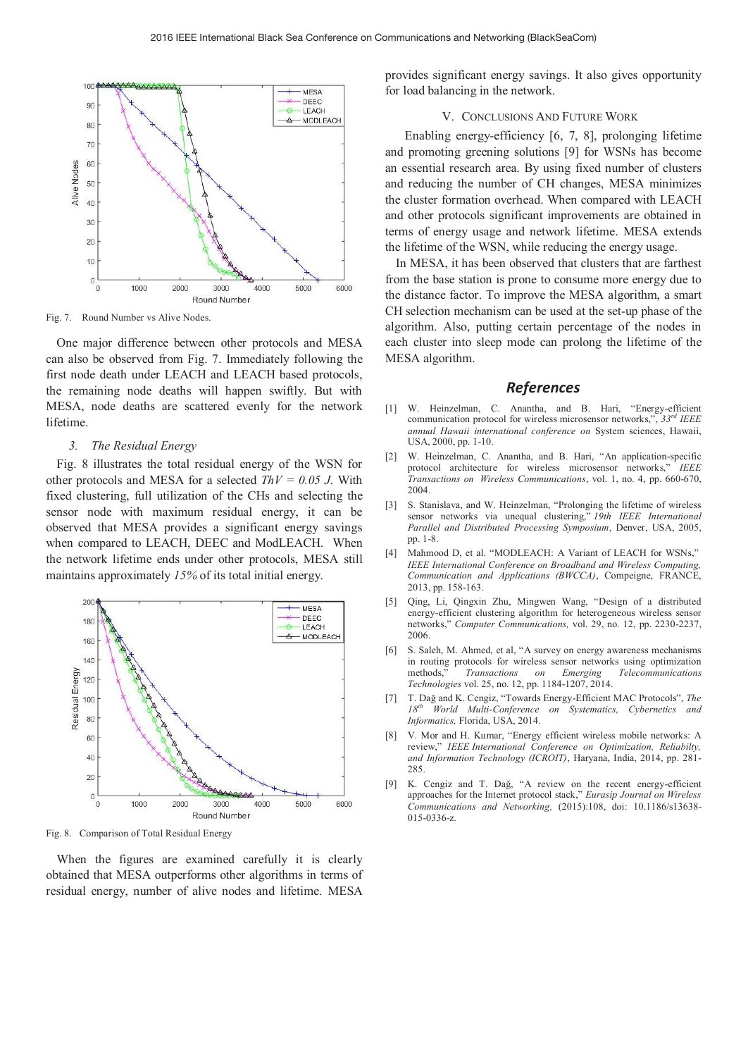100
90
80
70
60
50
40
30
20
10
0
Alive Nodes
0 1000 2000 3000 4000 5000 6000
Round Number
MESA
DEEC
LEACH
MODLEACH

Fig. 7. Round Number vs Alive Nodes.

One major difference between other protocols and MESA can also be observed from Fig. 7. Immediately following the first node death under LEACH and LEACH based protocols, the remaining node deaths will happen swiftly. But with MESA, node deaths are scattered evenly for the network lifetime.

### *3. The Residual Energy*

Fig. 8 illustrates the total residual energy of the WSN for other protocols and MESA for a selected $ThV = 0.05\ J$. With fixed clustering, full utilization of the CHs and selecting the sensor node with maximum residual energy, it can be observed that MESA provides a significant energy savings when compared to LEACH, DEEC and ModLEACH. When the network lifetime ends under other protocols, MESA still maintains approximately *15%* of its total initial energy.

200
180
160
140
120
100
80
60
40
20
0
Residual Energy
0 1000 2000 3000 4000 5000 6000
Round Number
MESA
DEEC
LEACH
MODLEACH

Fig. 8. Comparison of Total Residual Energy

When the figures are examined carefully it is clearly obtained that MESA outperforms other algorithms in terms of residual energy, number of alive nodes and lifetime. MESA provides significant energy savings. It also gives opportunity for load balancing in the network.

## V. Conclusions and Future Work

Enabling energy-efficiency [6, 7, 8], prolonging lifetime and promoting greening solutions [9] for WSNs has become an essential research area. By using fixed number of clusters and reducing the number of CH changes, MESA minimizes the cluster formation overhead. When compared with LEACH and other protocols significant improvements are obtained in terms of energy usage and network lifetime. MESA extends the lifetime of the WSN, while reducing the energy usage.

In MESA, it has been observed that clusters that are farthest from the base station is prone to consume more energy due to the distance factor. To improve the MESA algorithm, a smart CH selection mechanism can be used at the set-up phase of the algorithm. Also, putting certain percentage of the nodes in each cluster into sleep mode can prolong the lifetime of the MESA algorithm.

## References

[1] W. Heinzelman, C. Anantha, and B. Hari, "Energy-efficient communication protocol for wireless microsensor networks,", *33rd IEEE annual Hawaii international conference on* System sciences, Hawaii, USA, 2000, pp. 1-10.

[2] W. Heinzelman, C. Anantha, and B. Hari, "An application-specific protocol architecture for wireless microsensor networks," *IEEE Transactions on Wireless Communications*, vol. 1, no. 4, pp. 660-670, 2004.

[3] S. Stanislava, and W. Heinzelman, "Prolonging the lifetime of wireless sensor networks via unequal clustering," *19th IEEE International Parallel and Distributed Processing Symposium*, Denver, USA, 2005, pp. 1-8.

[4] Mahmood D, et al. "MODLEACH: A Variant of LEACH for WSNs," *IEEE International Conference on Broadband and Wireless Computing, Communication and Applications (BWCCA)*, Compeigne, FRANCE, 2013, pp. 158-163.

[5] Qing, Li, Qingxin Zhu, Mingwen Wang, "Design of a distributed energy-efficient clustering algorithm for heterogeneous wireless sensor networks," *Computer Communications,* vol. 29, no. 12, pp. 2230-2237, 2006.

[6] S. Saleh, M. Ahmed, et al, "A survey on energy awareness mechanisms in routing protocols for wireless sensor networks using optimization methods," *Transactions on Emerging Telecommunications Technologies* vol. 25, no. 12, pp. 1184-1207, 2014.

[7] T. Dağ and K. Cengiz, "Towards Energy-Efficient MAC Protocols", *The 18th World Multi-Conference on Systematics, Cybernetics and Informatics,* Florida, USA, 2014.

[8] V. Mor and H. Kumar, "Energy efficient wireless mobile networks: A review," *IEEE International Conference on Optimization, Reliabilty, and Information Technology (ICROIT)*, Haryana, India, 2014, pp. 281-285.

[9] K. Cengiz and T. Dağ, "A review on the recent energy-efficient approaches for the Internet protocol stack," *Eurasip Journal on Wireless Communications and Networking,* (2015):108, doi: 10.1186/s13638-015-0336-z.